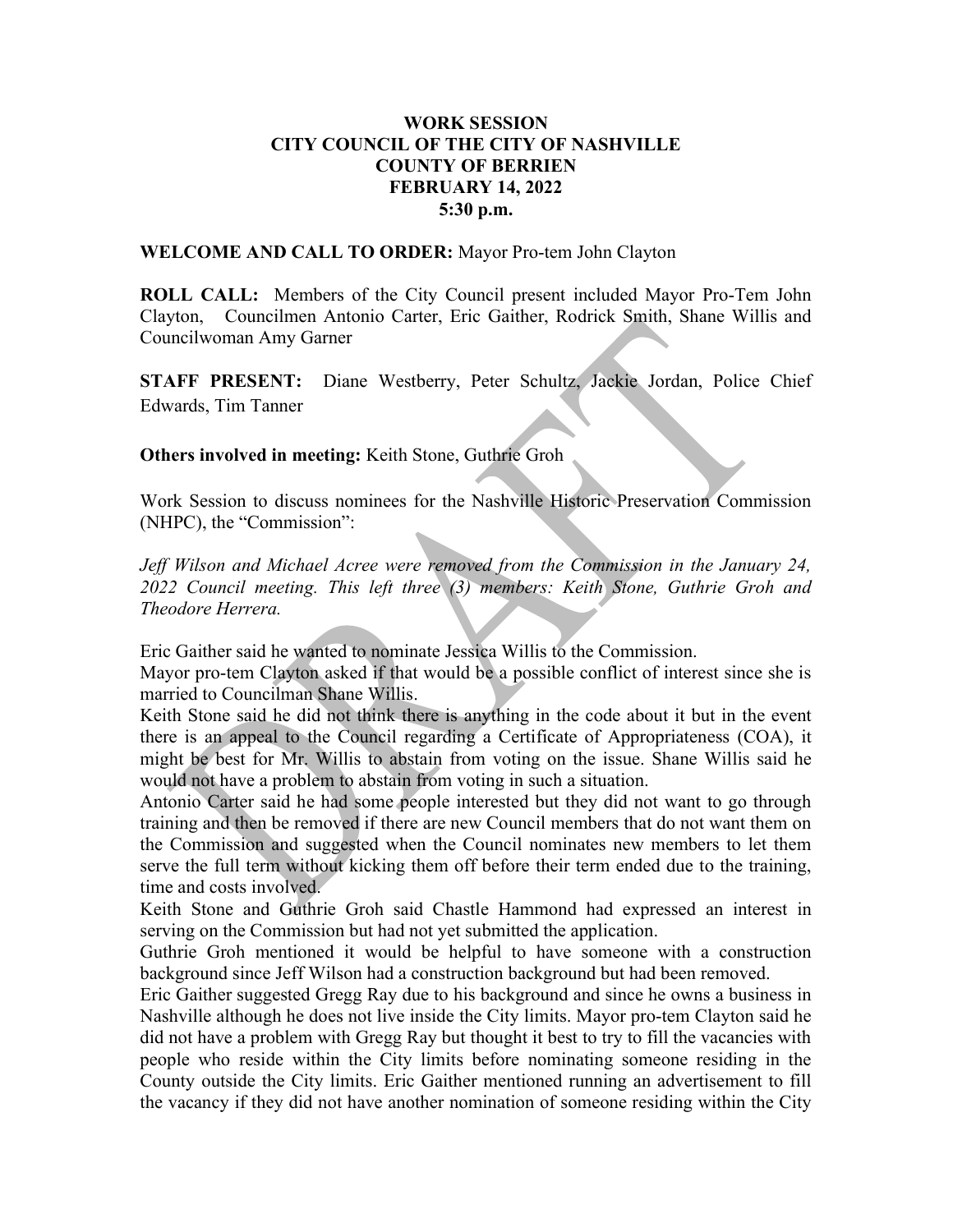**WORK SESSION**
**CITY COUNCIL OF THE CITY OF NASHVILLE**
**COUNTY OF BERRIEN**
**FEBRUARY 14, 2022**
**5:30 p.m.**

**WELCOME AND CALL TO ORDER:** Mayor Pro-tem John Clayton

**ROLL CALL:** Members of the City Council present included Mayor Pro-Tem John Clayton, Councilmen Antonio Carter, Eric Gaither, Rodrick Smith, Shane Willis and Councilwoman Amy Garner

**STAFF PRESENT:** Diane Westberry, Peter Schultz, Jackie Jordan, Police Chief Edwards, Tim Tanner

**Others involved in meeting:** Keith Stone, Guthrie Groh

Work Session to discuss nominees for the Nashville Historic Preservation Commission (NHPC), the "Commission":

*Jeff Wilson and Michael Acree were removed from the Commission in the January 24, 2022 Council meeting. This left three (3) members: Keith Stone, Guthrie Groh and Theodore Herrera.*

Eric Gaither said he wanted to nominate Jessica Willis to the Commission.

Mayor pro-tem Clayton asked if that would be a possible conflict of interest since she is married to Councilman Shane Willis.

Keith Stone said he did not think there is anything in the code about it but in the event there is an appeal to the Council regarding a Certificate of Appropriateness (COA), it might be best for Mr. Willis to abstain from voting on the issue. Shane Willis said he would not have a problem to abstain from voting in such a situation.

Antonio Carter said he had some people interested but they did not want to go through training and then be removed if there are new Council members that do not want them on the Commission and suggested when the Council nominates new members to let them serve the full term without kicking them off before their term ended due to the training, time and costs involved.

Keith Stone and Guthrie Groh said Chastle Hammond had expressed an interest in serving on the Commission but had not yet submitted the application.

Guthrie Groh mentioned it would be helpful to have someone with a construction background since Jeff Wilson had a construction background but had been removed.

Eric Gaither suggested Gregg Ray due to his background and since he owns a business in Nashville although he does not live inside the City limits. Mayor pro-tem Clayton said he did not have a problem with Gregg Ray but thought it best to try to fill the vacancies with people who reside within the City limits before nominating someone residing in the County outside the City limits. Eric Gaither mentioned running an advertisement to fill the vacancy if they did not have another nomination of someone residing within the City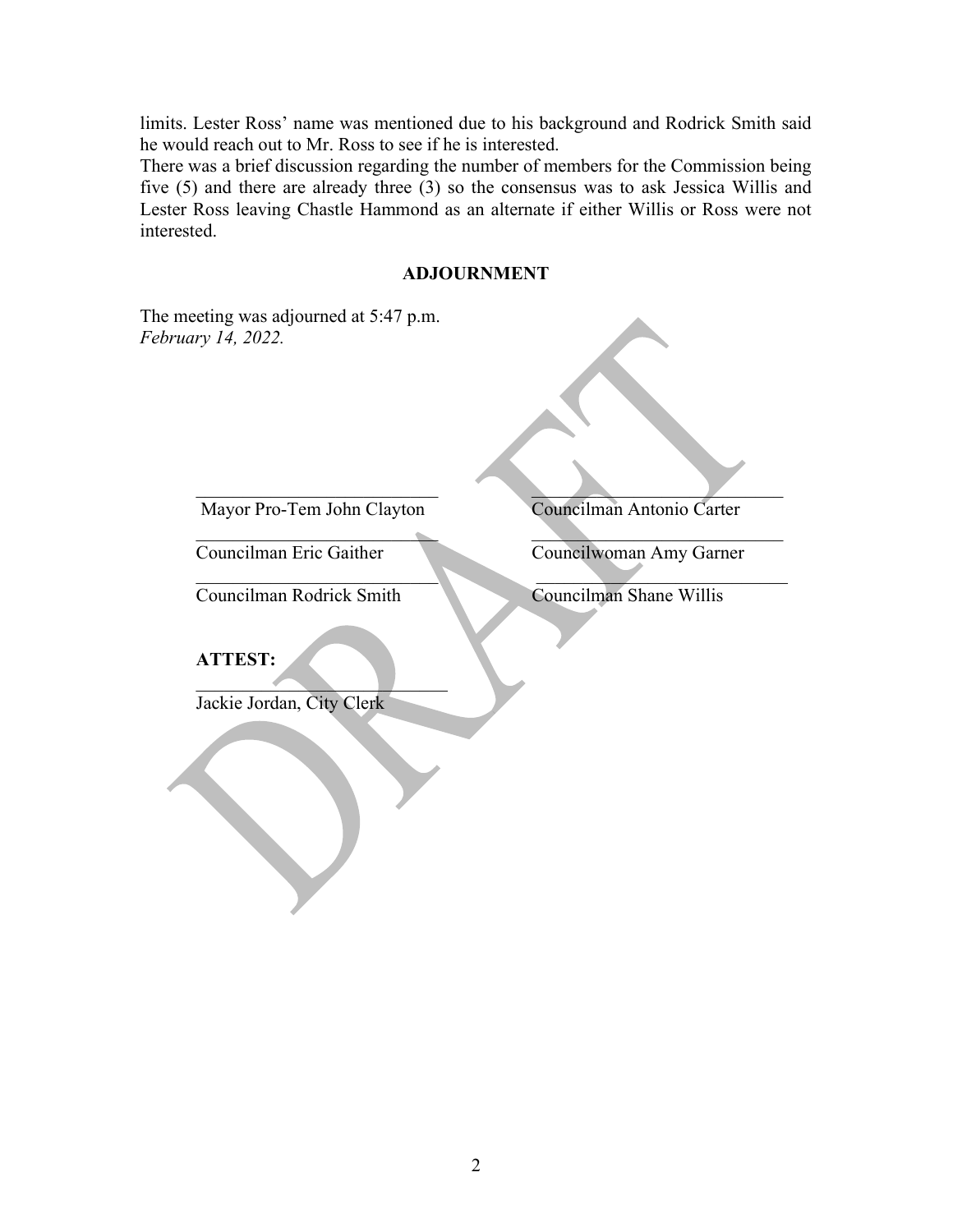limits. Lester Ross' name was mentioned due to his background and Rodrick Smith said he would reach out to Mr. Ross to see if he is interested.

There was a brief discussion regarding the number of members for the Commission being five (5) and there are already three (3) so the consensus was to ask Jessica Willis and Lester Ross leaving Chastle Hammond as an alternate if either Willis or Ross were not interested.

**ADJOURNMENT**

The meeting was adjourned at 5:47 p.m.
*February 14, 2022.*

DRAFT

\_\_\_\_\_\_\_\_\_\_\_\_\_\_\_\_\_\_\_\_\_\_\_\_\_\_\_\_
Mayor Pro-Tem John Clayton

\_\_\_\_\_\_\_\_\_\_\_\_\_\_\_\_\_\_\_\_\_\_\_\_\_\_\_\_
Councilman Antonio Carter

\_\_\_\_\_\_\_\_\_\_\_\_\_\_\_\_\_\_\_\_\_\_\_\_\_\_\_\_
Councilman Eric Gaither

\_\_\_\_\_\_\_\_\_\_\_\_\_\_\_\_\_\_\_\_\_\_\_\_\_\_\_\_
Councilwoman Amy Garner

\_\_\_\_\_\_\_\_\_\_\_\_\_\_\_\_\_\_\_\_\_\_\_\_\_\_\_\_
Councilman Rodrick Smith

\_\_\_\_\_\_\_\_\_\_\_\_\_\_\_\_\_\_\_\_\_\_\_\_\_\_\_\_
Councilman Shane Willis

**ATTEST:**

\_\_\_\_\_\_\_\_\_\_\_\_\_\_\_\_\_\_\_\_\_\_\_\_\_\_\_\_
Jackie Jordan, City Clerk